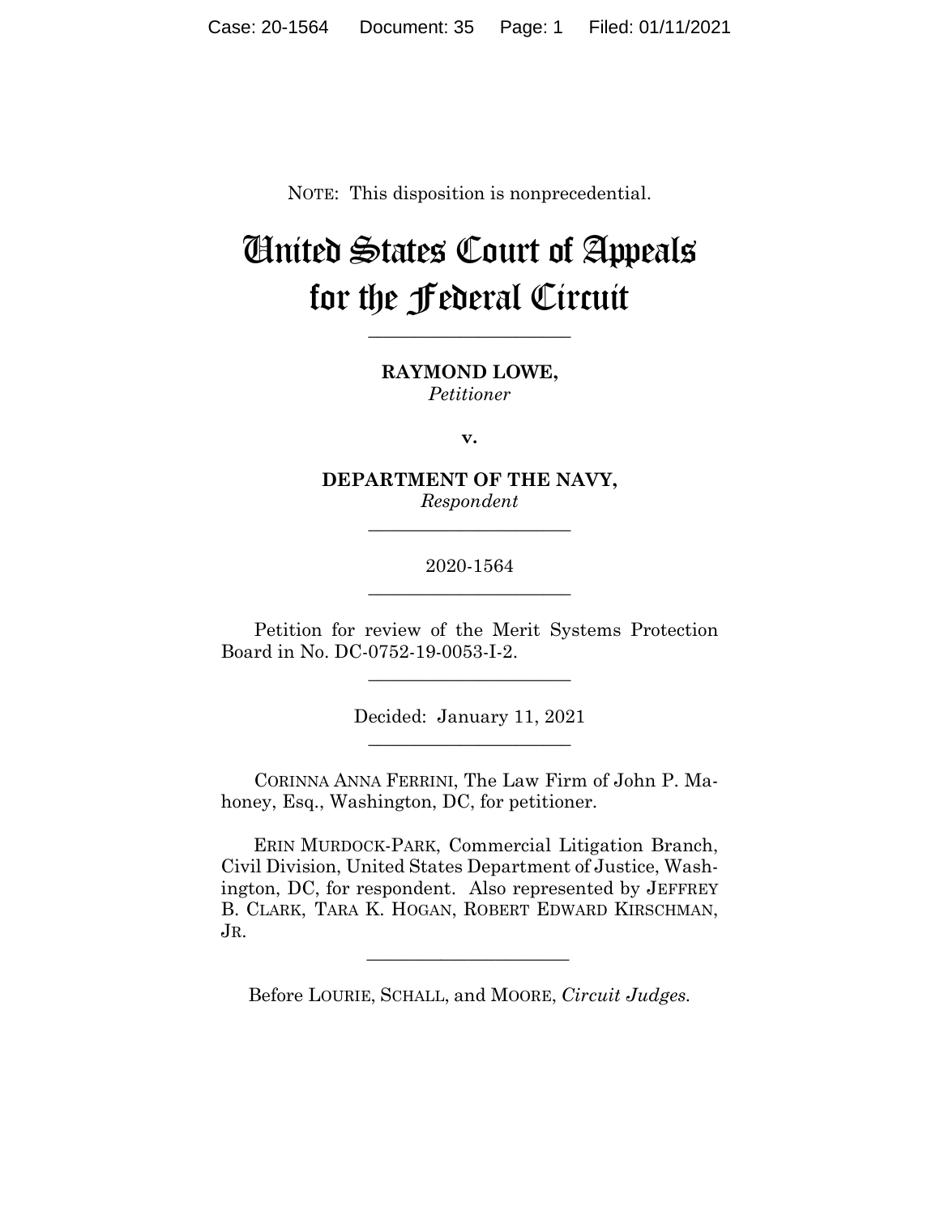NOTE: This disposition is nonprecedential.

# United States Court of Appeals for the Federal Circuit

______________________

**RAYMOND LOWE,**
*Petitioner*

**v.**

**DEPARTMENT OF THE NAVY,**
*Respondent*

______________________

2020-1564

______________________

Petition for review of the Merit Systems Protection Board in No. DC-0752-19-0053-I-2.

______________________

Decided: January 11, 2021

______________________

CORINNA ANNA FERRINI, The Law Firm of John P. Mahoney, Esq., Washington, DC, for petitioner.

ERIN MURDOCK-PARK, Commercial Litigation Branch, Civil Division, United States Department of Justice, Washington, DC, for respondent. Also represented by JEFFREY B. CLARK, TARA K. HOGAN, ROBERT EDWARD KIRSCHMAN, JR.

______________________

Before LOURIE, SCHALL, and MOORE, *Circuit Judges.*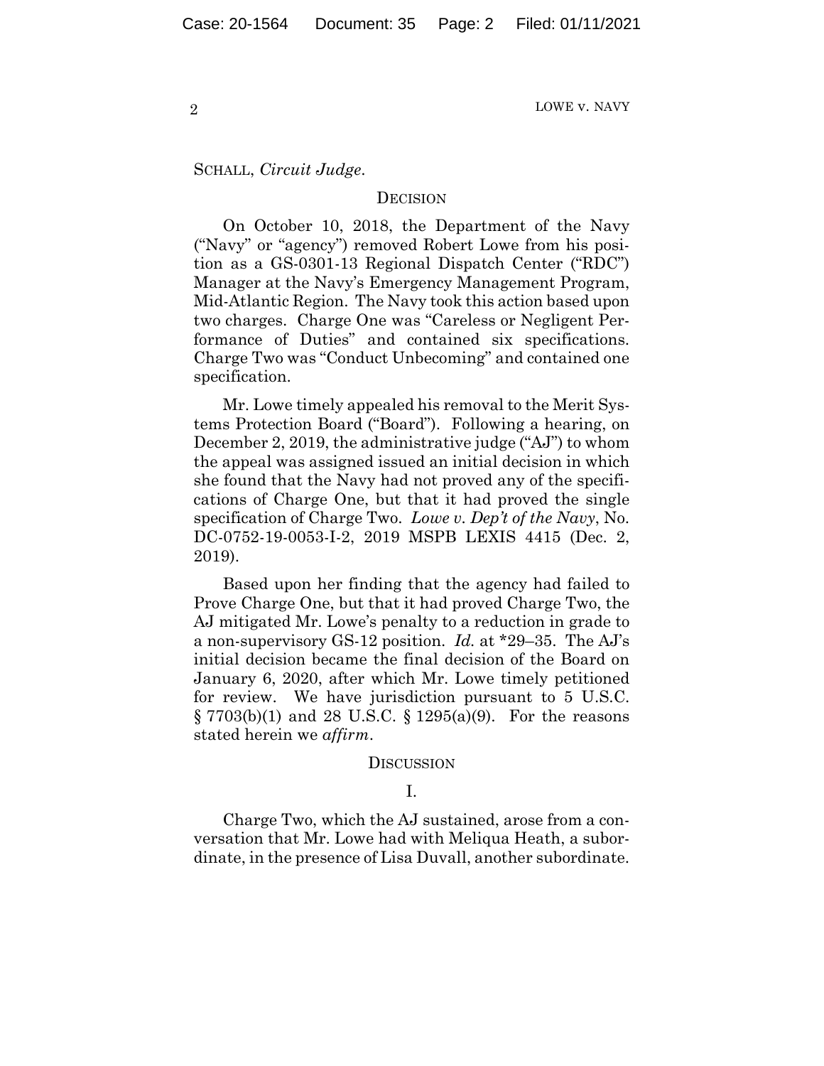SCHALL, *Circuit Judge*.

## DECISION

On October 10, 2018, the Department of the Navy ("Navy" or "agency") removed Robert Lowe from his position as a GS-0301-13 Regional Dispatch Center ("RDC") Manager at the Navy's Emergency Management Program, Mid-Atlantic Region. The Navy took this action based upon two charges. Charge One was "Careless or Negligent Performance of Duties" and contained six specifications. Charge Two was "Conduct Unbecoming" and contained one specification.

Mr. Lowe timely appealed his removal to the Merit Systems Protection Board ("Board"). Following a hearing, on December 2, 2019, the administrative judge ("AJ") to whom the appeal was assigned issued an initial decision in which she found that the Navy had not proved any of the specifications of Charge One, but that it had proved the single specification of Charge Two. *Lowe v. Dep't of the Navy*, No. DC-0752-19-0053-I-2, 2019 MSPB LEXIS 4415 (Dec. 2, 2019).

Based upon her finding that the agency had failed to Prove Charge One, but that it had proved Charge Two, the AJ mitigated Mr. Lowe's penalty to a reduction in grade to a non-supervisory GS-12 position. *Id.* at *29–35. The AJ's initial decision became the final decision of the Board on January 6, 2020, after which Mr. Lowe timely petitioned for review. We have jurisdiction pursuant to 5 U.S.C. § 7703(b)(1) and 28 U.S.C. § 1295(a)(9). For the reasons stated herein we *affirm*.

## DISCUSSION

### I.

Charge Two, which the AJ sustained, arose from a conversation that Mr. Lowe had with Meliqua Heath, a subordinate, in the presence of Lisa Duvall, another subordinate.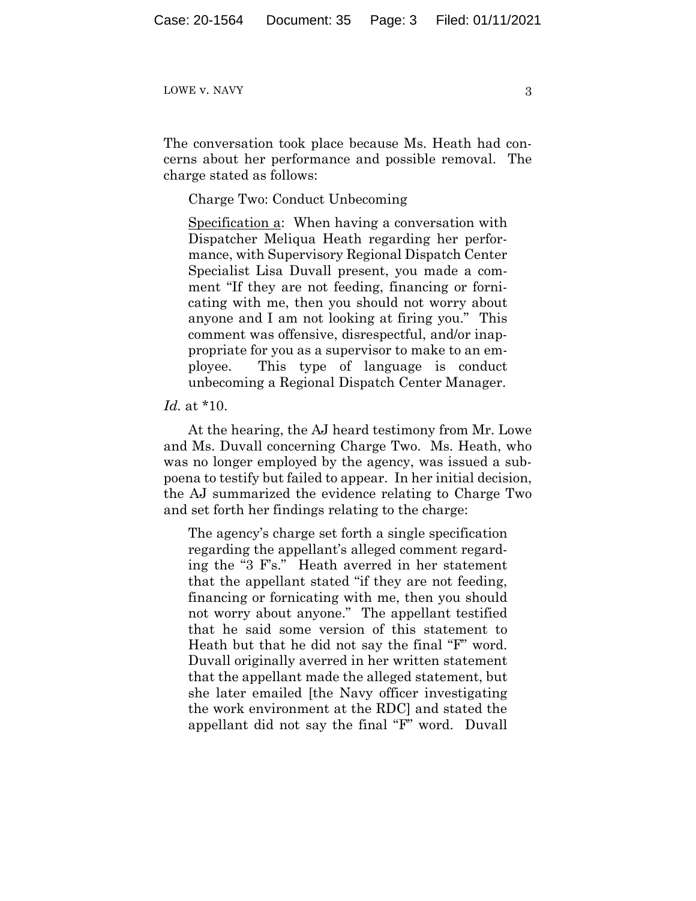The conversation took place because Ms. Heath had concerns about her performance and possible removal. The charge stated as follows:

> Charge Two: Conduct Unbecoming
>
> Specification a: When having a conversation with Dispatcher Meliqua Heath regarding her performance, with Supervisory Regional Dispatch Center Specialist Lisa Duvall present, you made a comment "If they are not feeding, financing or fornicating with me, then you should not worry about anyone and I am not looking at firing you." This comment was offensive, disrespectful, and/or inappropriate for you as a supervisor to make to an employee. This type of language is conduct unbecoming a Regional Dispatch Center Manager.

*Id.* at *10.

At the hearing, the AJ heard testimony from Mr. Lowe and Ms. Duvall concerning Charge Two. Ms. Heath, who was no longer employed by the agency, was issued a subpoena to testify but failed to appear. In her initial decision, the AJ summarized the evidence relating to Charge Two and set forth her findings relating to the charge:

> The agency's charge set forth a single specification regarding the appellant's alleged comment regarding the "3 F's." Heath averred in her statement that the appellant stated "if they are not feeding, financing or fornicating with me, then you should not worry about anyone." The appellant testified that he said some version of this statement to Heath but that he did not say the final "F" word. Duvall originally averred in her written statement that the appellant made the alleged statement, but she later emailed [the Navy officer investigating the work environment at the RDC] and stated the appellant did not say the final "F" word. Duvall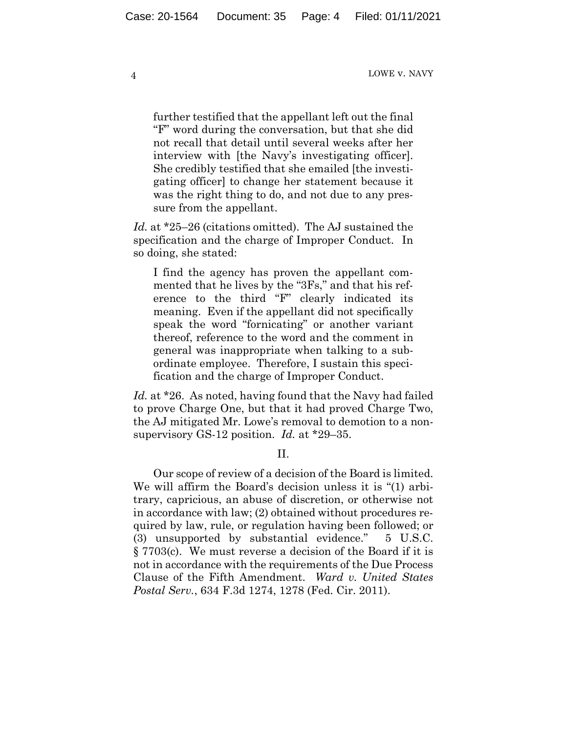> further testified that the appellant left out the final "F" word during the conversation, but that she did not recall that detail until several weeks after her interview with [the Navy's investigating officer]. She credibly testified that she emailed [the investigating officer] to change her statement because it was the right thing to do, and not due to any pressure from the appellant.

*Id.* at *25–26 (citations omitted). The AJ sustained the specification and the charge of Improper Conduct. In so doing, she stated:

> I find the agency has proven the appellant commented that he lives by the "3Fs," and that his reference to the third "F" clearly indicated its meaning. Even if the appellant did not specifically speak the word "fornicating" or another variant thereof, reference to the word and the comment in general was inappropriate when talking to a subordinate employee. Therefore, I sustain this specification and the charge of Improper Conduct.

*Id.* at *26. As noted, having found that the Navy had failed to prove Charge One, but that it had proved Charge Two, the AJ mitigated Mr. Lowe's removal to demotion to a non-supervisory GS-12 position. *Id.* at *29–35.

## II.

Our scope of review of a decision of the Board is limited. We will affirm the Board's decision unless it is "(1) arbitrary, capricious, an abuse of discretion, or otherwise not in accordance with law; (2) obtained without procedures required by law, rule, or regulation having been followed; or (3) unsupported by substantial evidence." 5 U.S.C. § 7703(c). We must reverse a decision of the Board if it is not in accordance with the requirements of the Due Process Clause of the Fifth Amendment. *Ward v. United States Postal Serv.*, 634 F.3d 1274, 1278 (Fed. Cir. 2011).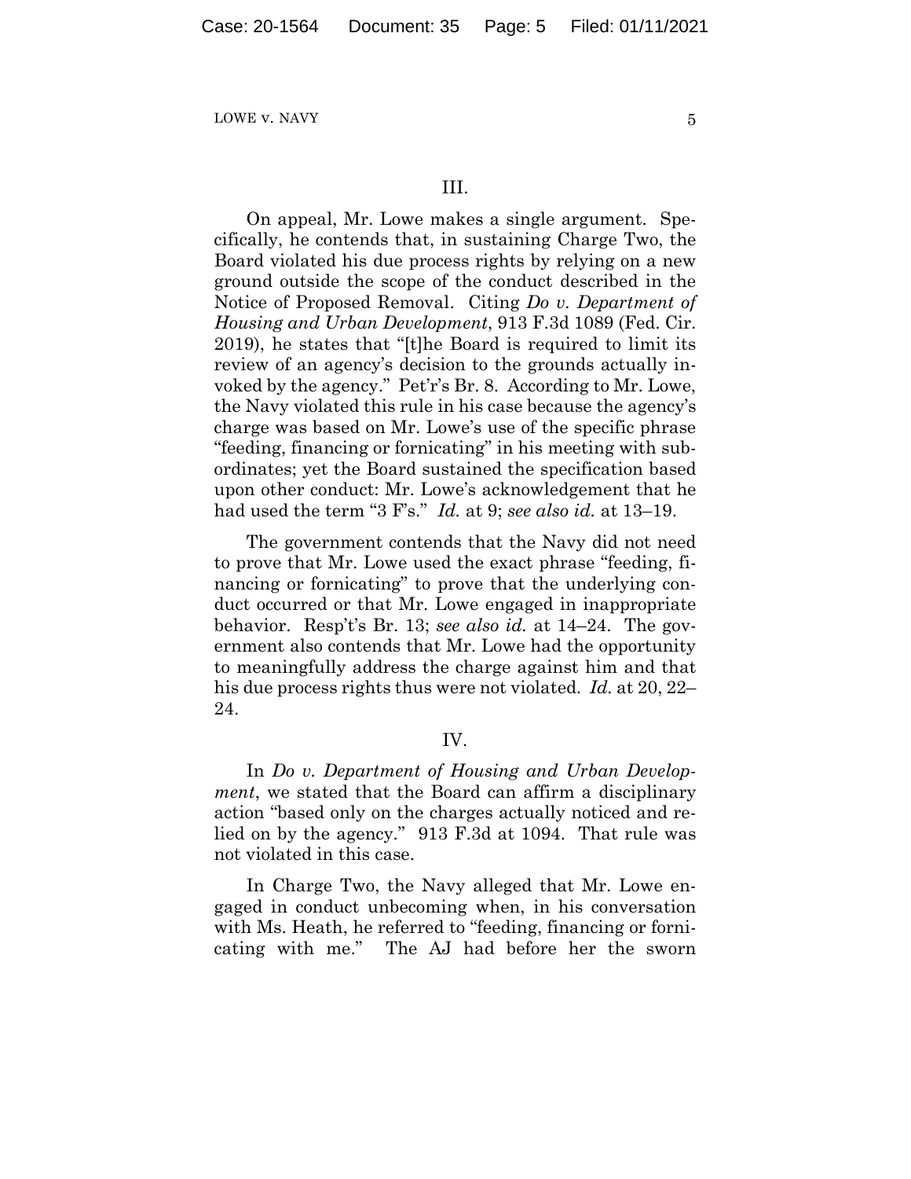## III.

On appeal, Mr. Lowe makes a single argument. Specifically, he contends that, in sustaining Charge Two, the Board violated his due process rights by relying on a new ground outside the scope of the conduct described in the Notice of Proposed Removal. Citing *Do v. Department of Housing and Urban Development*, 913 F.3d 1089 (Fed. Cir. 2019), he states that "[t]he Board is required to limit its review of an agency's decision to the grounds actually invoked by the agency." Pet'r's Br. 8. According to Mr. Lowe, the Navy violated this rule in his case because the agency's charge was based on Mr. Lowe's use of the specific phrase "feeding, financing or fornicating" in his meeting with subordinates; yet the Board sustained the specification based upon other conduct: Mr. Lowe's acknowledgement that he had used the term "3 F's." *Id.* at 9; *see also id.* at 13–19.

The government contends that the Navy did not need to prove that Mr. Lowe used the exact phrase "feeding, financing or fornicating" to prove that the underlying conduct occurred or that Mr. Lowe engaged in inappropriate behavior. Resp't's Br. 13; *see also id.* at 14–24. The government also contends that Mr. Lowe had the opportunity to meaningfully address the charge against him and that his due process rights thus were not violated. *Id.* at 20, 22–24.

## IV.

In *Do v. Department of Housing and Urban Development*, we stated that the Board can affirm a disciplinary action "based only on the charges actually noticed and relied on by the agency." 913 F.3d at 1094. That rule was not violated in this case.

In Charge Two, the Navy alleged that Mr. Lowe engaged in conduct unbecoming when, in his conversation with Ms. Heath, he referred to "feeding, financing or fornicating with me." The AJ had before her the sworn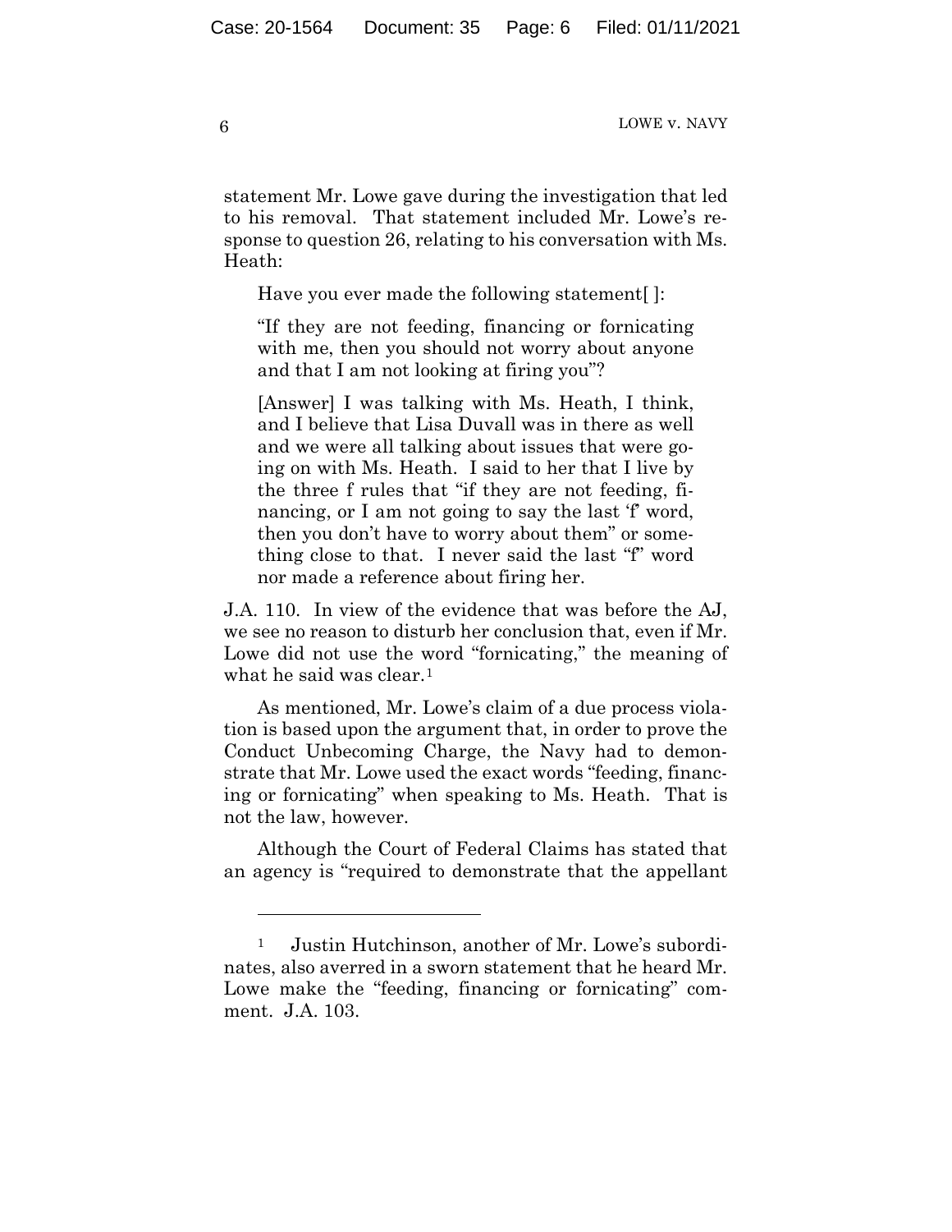statement Mr. Lowe gave during the investigation that led to his removal. That statement included Mr. Lowe's response to question 26, relating to his conversation with Ms. Heath:

> Have you ever made the following statement[ ]:
>
> "If they are not feeding, financing or fornicating with me, then you should not worry about anyone and that I am not looking at firing you"?
>
> [Answer] I was talking with Ms. Heath, I think, and I believe that Lisa Duvall was in there as well and we were all talking about issues that were going on with Ms. Heath. I said to her that I live by the three f rules that "if they are not feeding, financing, or I am not going to say the last 'f' word, then you don't have to worry about them" or something close to that. I never said the last "f" word nor made a reference about firing her.

J.A. 110. In view of the evidence that was before the AJ, we see no reason to disturb her conclusion that, even if Mr. Lowe did not use the word "fornicating," the meaning of what he said was clear.[1]

As mentioned, Mr. Lowe's claim of a due process violation is based upon the argument that, in order to prove the Conduct Unbecoming Charge, the Navy had to demonstrate that Mr. Lowe used the exact words "feeding, financing or fornicating" when speaking to Ms. Heath. That is not the law, however.

Although the Court of Federal Claims has stated that an agency is "required to demonstrate that the appellant

---

[1] Justin Hutchinson, another of Mr. Lowe's subordinates, also averred in a sworn statement that he heard Mr. Lowe make the "feeding, financing or fornicating" comment. J.A. 103.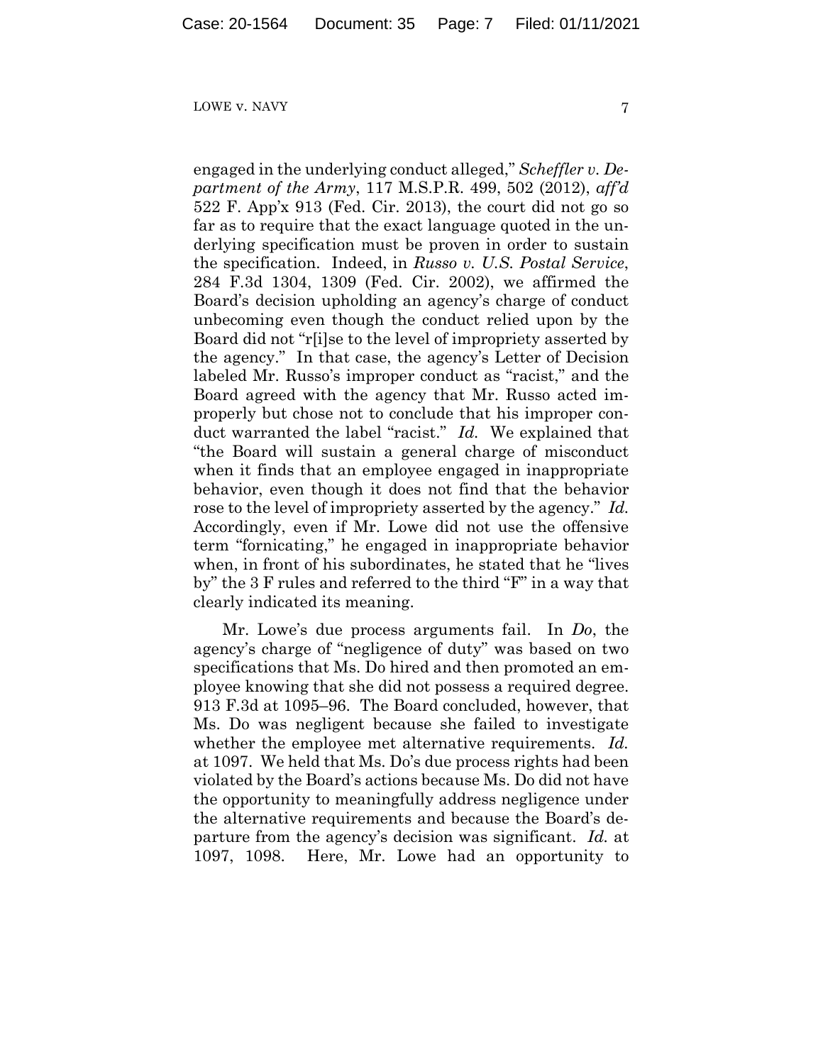engaged in the underlying conduct alleged," *Scheffler v. Department of the Army*, 117 M.S.P.R. 499, 502 (2012), *aff'd* 522 F. App'x 913 (Fed. Cir. 2013), the court did not go so far as to require that the exact language quoted in the underlying specification must be proven in order to sustain the specification. Indeed, in *Russo v. U.S. Postal Service*, 284 F.3d 1304, 1309 (Fed. Cir. 2002), we affirmed the Board's decision upholding an agency's charge of conduct unbecoming even though the conduct relied upon by the Board did not "r[i]se to the level of impropriety asserted by the agency." In that case, the agency's Letter of Decision labeled Mr. Russo's improper conduct as "racist," and the Board agreed with the agency that Mr. Russo acted improperly but chose not to conclude that his improper conduct warranted the label "racist." *Id.* We explained that "the Board will sustain a general charge of misconduct when it finds that an employee engaged in inappropriate behavior, even though it does not find that the behavior rose to the level of impropriety asserted by the agency." *Id.* Accordingly, even if Mr. Lowe did not use the offensive term "fornicating," he engaged in inappropriate behavior when, in front of his subordinates, he stated that he "lives by" the 3 F rules and referred to the third "F" in a way that clearly indicated its meaning.

Mr. Lowe's due process arguments fail. In *Do*, the agency's charge of "negligence of duty" was based on two specifications that Ms. Do hired and then promoted an employee knowing that she did not possess a required degree. 913 F.3d at 1095–96. The Board concluded, however, that Ms. Do was negligent because she failed to investigate whether the employee met alternative requirements. *Id.* at 1097. We held that Ms. Do's due process rights had been violated by the Board's actions because Ms. Do did not have the opportunity to meaningfully address negligence under the alternative requirements and because the Board's departure from the agency's decision was significant. *Id.* at 1097, 1098. Here, Mr. Lowe had an opportunity to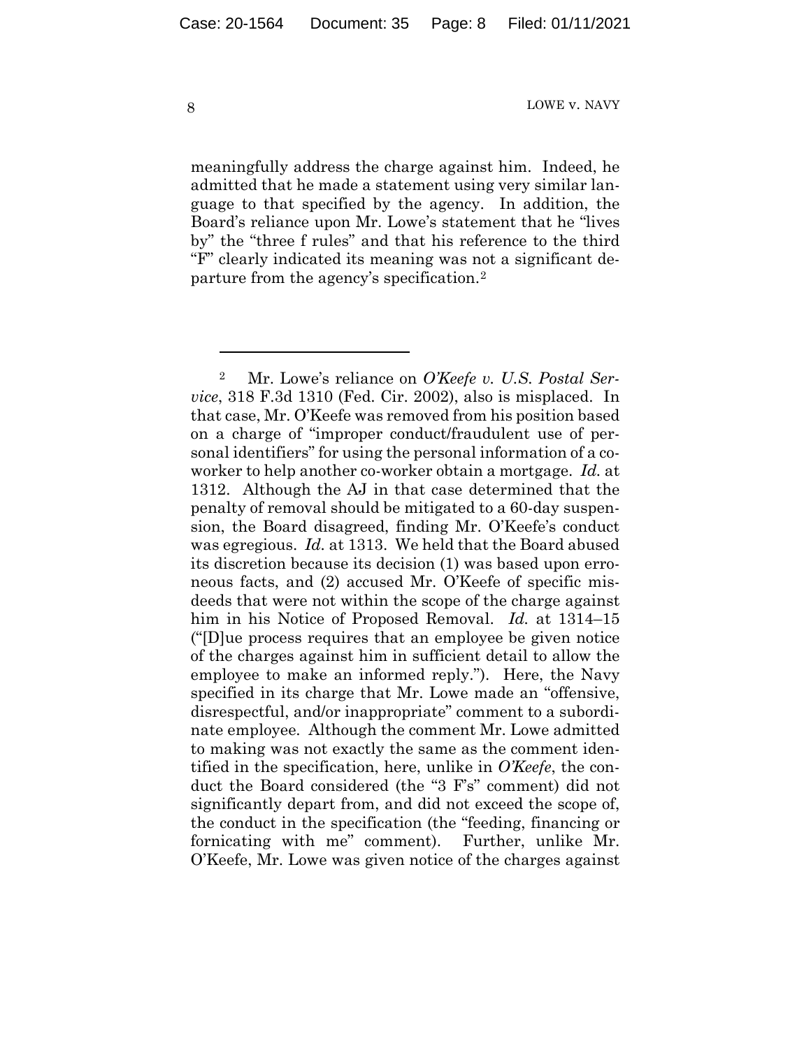meaningfully address the charge against him. Indeed, he admitted that he made a statement using very similar language to that specified by the agency. In addition, the Board's reliance upon Mr. Lowe's statement that he "lives by" the "three f rules" and that his reference to the third "F" clearly indicated its meaning was not a significant departure from the agency's specification.[2]

---

[2] Mr. Lowe's reliance on *O'Keefe v. U.S. Postal Service*, 318 F.3d 1310 (Fed. Cir. 2002), also is misplaced. In that case, Mr. O'Keefe was removed from his position based on a charge of "improper conduct/fraudulent use of personal identifiers" for using the personal information of a co-worker to help another co-worker obtain a mortgage. *Id.* at 1312. Although the AJ in that case determined that the penalty of removal should be mitigated to a 60-day suspension, the Board disagreed, finding Mr. O'Keefe's conduct was egregious. *Id.* at 1313. We held that the Board abused its discretion because its decision (1) was based upon erroneous facts, and (2) accused Mr. O'Keefe of specific misdeeds that were not within the scope of the charge against him in his Notice of Proposed Removal. *Id.* at 1314–15 ("[D]ue process requires that an employee be given notice of the charges against him in sufficient detail to allow the employee to make an informed reply."). Here, the Navy specified in its charge that Mr. Lowe made an "offensive, disrespectful, and/or inappropriate" comment to a subordinate employee. Although the comment Mr. Lowe admitted to making was not exactly the same as the comment identified in the specification, here, unlike in *O'Keefe*, the conduct the Board considered (the "3 F's" comment) did not significantly depart from, and did not exceed the scope of, the conduct in the specification (the "feeding, financing or fornicating with me" comment). Further, unlike Mr. O'Keefe, Mr. Lowe was given notice of the charges against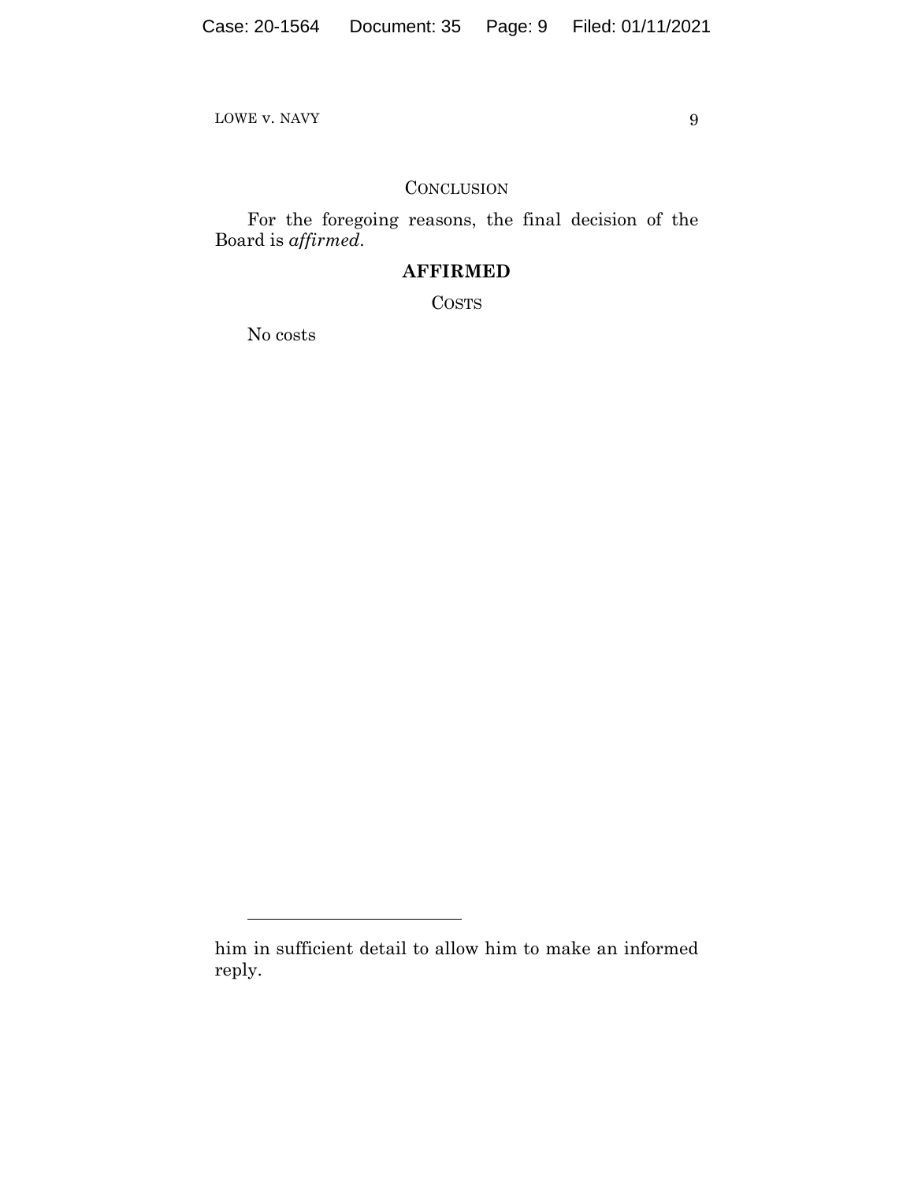## CONCLUSION

For the foregoing reasons, the final decision of the Board is *affirmed*.

**AFFIRMED**

COSTS

No costs

---

him in sufficient detail to allow him to make an informed reply.